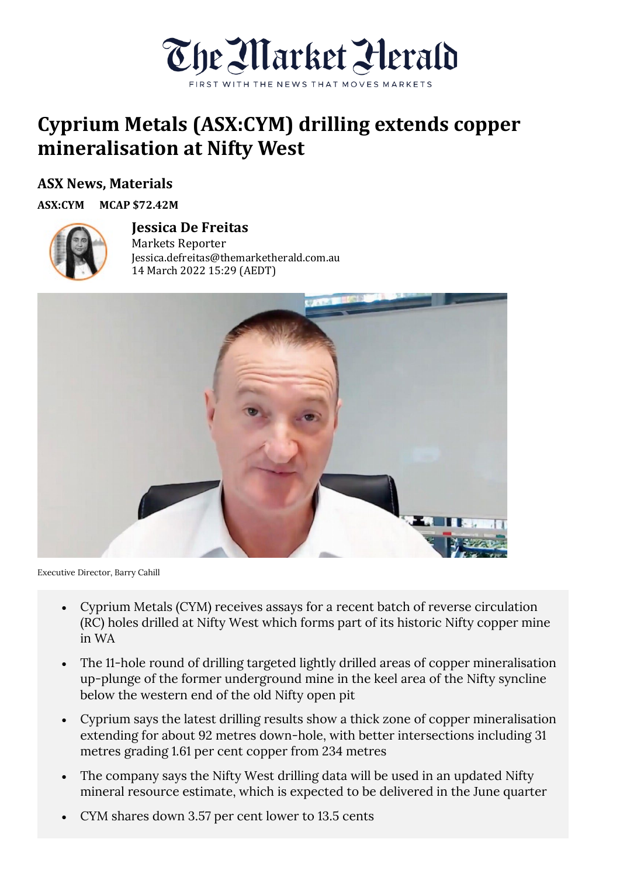# Cyprium Metals (ASX:CYM) drilling extends copper mineralisation at Nifty West

## ASX News, Materials

**ASX:CYM** **MCAP $72.42M**

**Jessica De Freitas**
Markets Reporter
Jessica.defreitas@themarketherald.com.au
14 March 2022 15:29 (AEDT)

Executive Director, Barry Cahill

- Cyprium Metals (CYM) receives assays for a recent batch of reverse circulation (RC) holes drilled at Nifty West which forms part of its historic Nifty copper mine in WA
- The 11-hole round of drilling targeted lightly drilled areas of copper mineralisation up-plunge of the former underground mine in the keel area of the Nifty syncline below the western end of the old Nifty open pit
- Cyprium says the latest drilling results show a thick zone of copper mineralisation extending for about 92 metres down-hole, with better intersections including 31 metres grading 1.61 per cent copper from 234 metres
- The company says the Nifty West drilling data will be used in an updated Nifty mineral resource estimate, which is expected to be delivered in the June quarter
- CYM shares down 3.57 per cent lower to 13.5 cents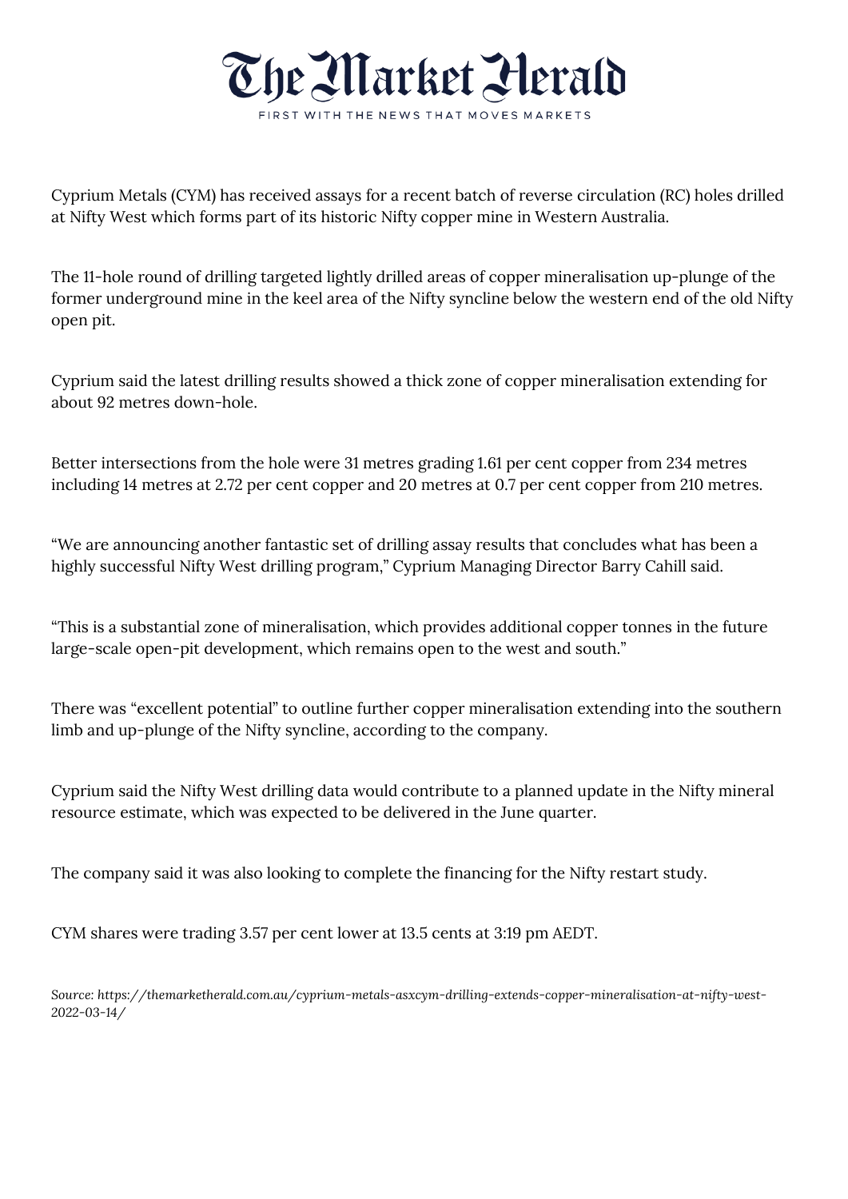# The Market Herald

FIRST WITH THE NEWS THAT MOVES MARKETS

Cyprium Metals (CYM) has received assays for a recent batch of reverse circulation (RC) holes drilled at Nifty West which forms part of its historic Nifty copper mine in Western Australia.

The 11-hole round of drilling targeted lightly drilled areas of copper mineralisation up-plunge of the former underground mine in the keel area of the Nifty syncline below the western end of the old Nifty open pit.

Cyprium said the latest drilling results showed a thick zone of copper mineralisation extending for about 92 metres down-hole.

Better intersections from the hole were 31 metres grading 1.61 per cent copper from 234 metres including 14 metres at 2.72 per cent copper and 20 metres at 0.7 per cent copper from 210 metres.

"We are announcing another fantastic set of drilling assay results that concludes what has been a highly successful Nifty West drilling program," Cyprium Managing Director Barry Cahill said.

"This is a substantial zone of mineralisation, which provides additional copper tonnes in the future large-scale open-pit development, which remains open to the west and south."

There was "excellent potential" to outline further copper mineralisation extending into the southern limb and up-plunge of the Nifty syncline, according to the company.

Cyprium said the Nifty West drilling data would contribute to a planned update in the Nifty mineral resource estimate, which was expected to be delivered in the June quarter.

The company said it was also looking to complete the financing for the Nifty restart study.

CYM shares were trading 3.57 per cent lower at 13.5 cents at 3:19 pm AEDT.

*Source: https://themarketherald.com.au/cyprium-metals-asxcym-drilling-extends-copper-mineralisation-at-nifty-west-2022-03-14/*